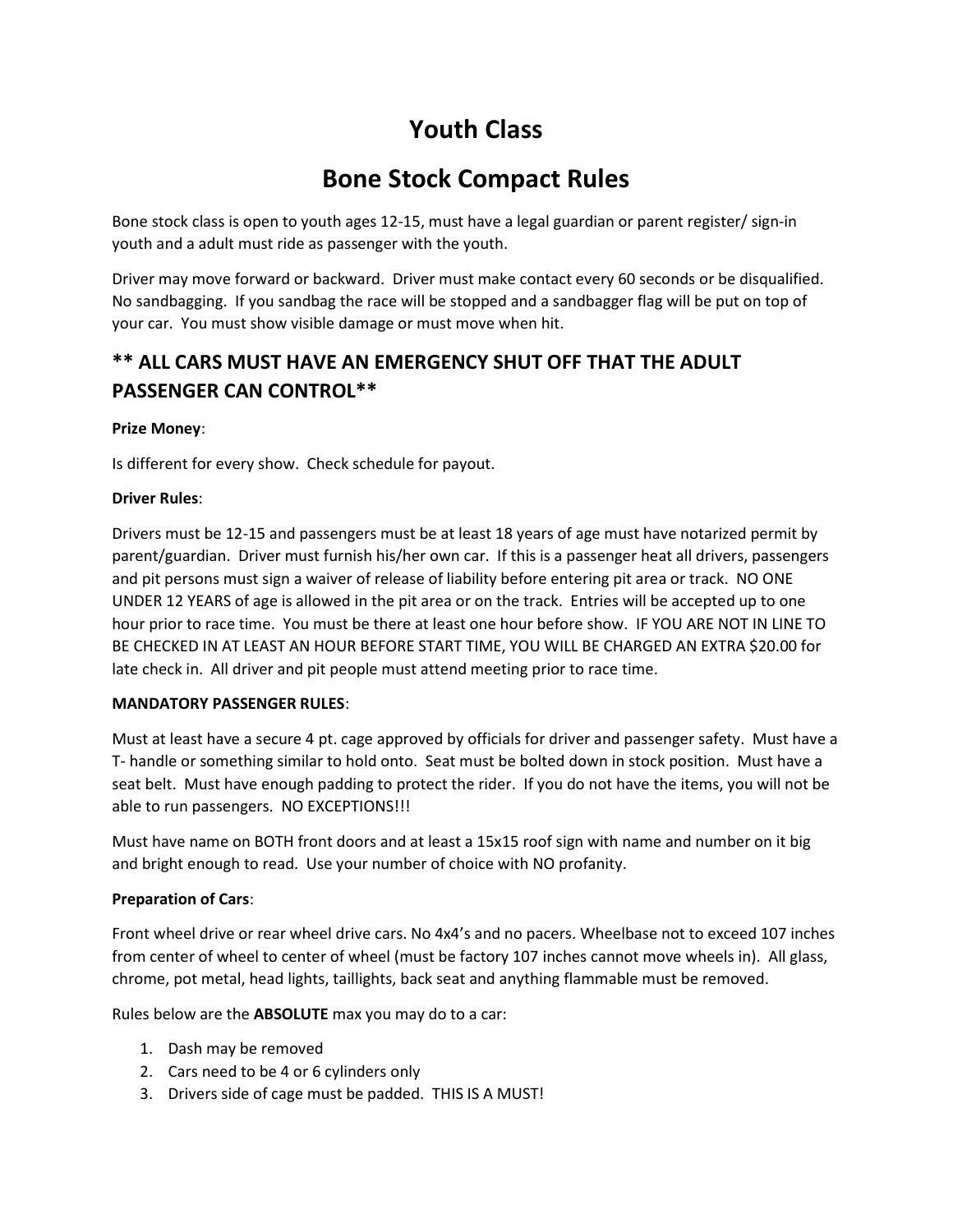# Youth Class

# Bone Stock Compact Rules

Bone stock class is open to youth ages 12-15, must have a legal guardian or parent register/ sign-in youth and a adult must ride as passenger with the youth.

Driver may move forward or backward. Driver must make contact every 60 seconds or be disqualified. No sandbagging. If you sandbag the race will be stopped and a sandbagger flag will be put on top of your car. You must show visible damage or must move when hit.

## ** ALL CARS MUST HAVE AN EMERGENCY SHUT OFF THAT THE ADULT PASSENGER CAN CONTROL**

**Prize Money**:

Is different for every show. Check schedule for payout.

**Driver Rules**:

Drivers must be 12-15 and passengers must be at least 18 years of age must have notarized permit by parent/guardian. Driver must furnish his/her own car. If this is a passenger heat all drivers, passengers and pit persons must sign a waiver of release of liability before entering pit area or track. NO ONE UNDER 12 YEARS of age is allowed in the pit area or on the track. Entries will be accepted up to one hour prior to race time. You must be there at least one hour before show. IF YOU ARE NOT IN LINE TO BE CHECKED IN AT LEAST AN HOUR BEFORE START TIME, YOU WILL BE CHARGED AN EXTRA $20.00 for late check in. All driver and pit people must attend meeting prior to race time.

**MANDATORY PASSENGER RULES**:

Must at least have a secure 4 pt. cage approved by officials for driver and passenger safety. Must have a T- handle or something similar to hold onto. Seat must be bolted down in stock position. Must have a seat belt. Must have enough padding to protect the rider. If you do not have the items, you will not be able to run passengers. NO EXCEPTIONS!!!

Must have name on BOTH front doors and at least a 15x15 roof sign with name and number on it big and bright enough to read. Use your number of choice with NO profanity.

**Preparation of Cars**:

Front wheel drive or rear wheel drive cars. No 4x4's and no pacers. Wheelbase not to exceed 107 inches from center of wheel to center of wheel (must be factory 107 inches cannot move wheels in). All glass, chrome, pot metal, head lights, taillights, back seat and anything flammable must be removed.

Rules below are the **ABSOLUTE** max you may do to a car:

1. Dash may be removed
2. Cars need to be 4 or 6 cylinders only
3. Drivers side of cage must be padded. THIS IS A MUST!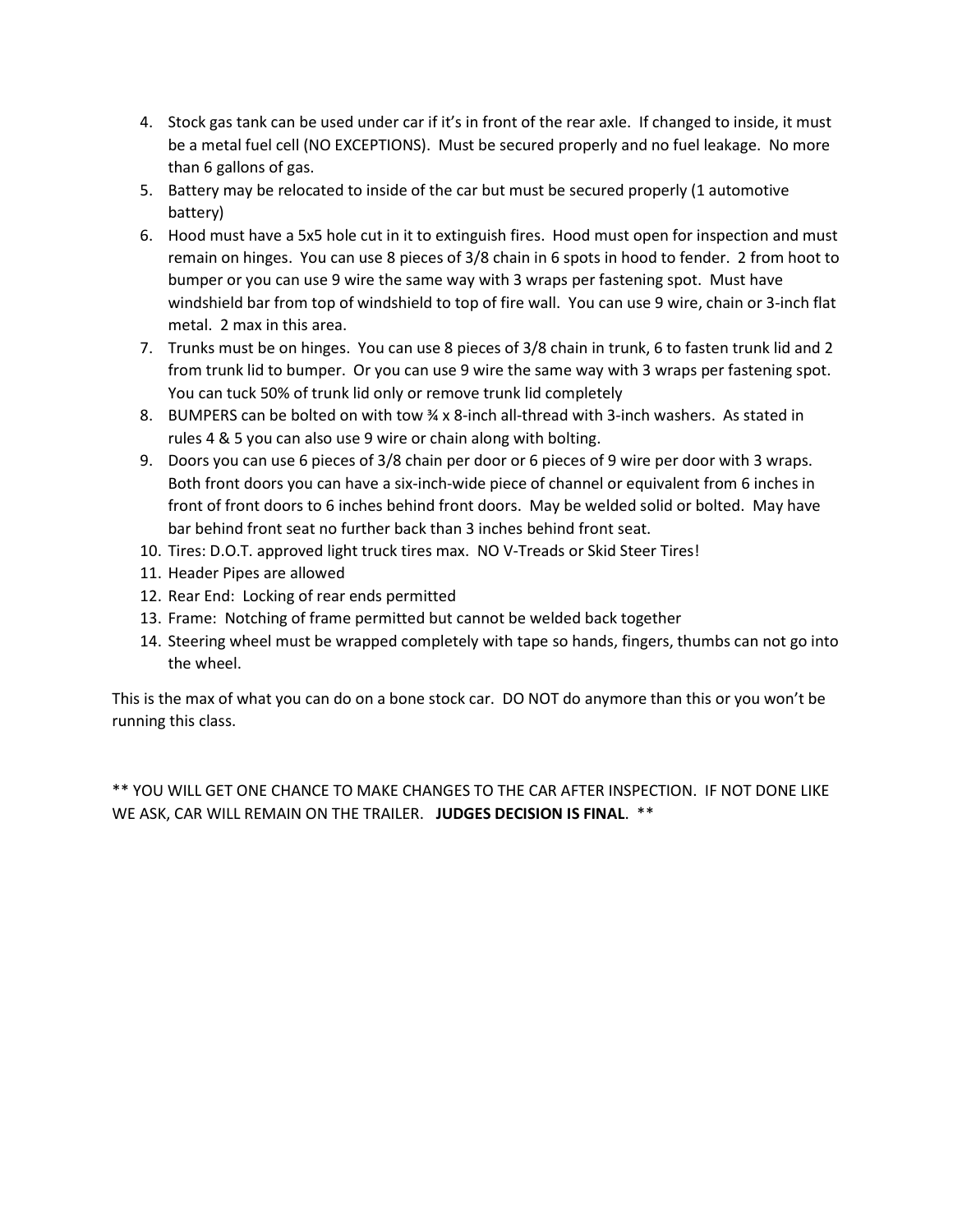4. Stock gas tank can be used under car if it's in front of the rear axle. If changed to inside, it must be a metal fuel cell (NO EXCEPTIONS). Must be secured properly and no fuel leakage. No more than 6 gallons of gas.
5. Battery may be relocated to inside of the car but must be secured properly (1 automotive battery)
6. Hood must have a 5x5 hole cut in it to extinguish fires. Hood must open for inspection and must remain on hinges. You can use 8 pieces of 3/8 chain in 6 spots in hood to fender. 2 from hoot to bumper or you can use 9 wire the same way with 3 wraps per fastening spot. Must have windshield bar from top of windshield to top of fire wall. You can use 9 wire, chain or 3-inch flat metal. 2 max in this area.
7. Trunks must be on hinges. You can use 8 pieces of 3/8 chain in trunk, 6 to fasten trunk lid and 2 from trunk lid to bumper. Or you can use 9 wire the same way with 3 wraps per fastening spot. You can tuck 50% of trunk lid only or remove trunk lid completely
8. BUMPERS can be bolted on with tow ¾ x 8-inch all-thread with 3-inch washers. As stated in rules 4 & 5 you can also use 9 wire or chain along with bolting.
9. Doors you can use 6 pieces of 3/8 chain per door or 6 pieces of 9 wire per door with 3 wraps. Both front doors you can have a six-inch-wide piece of channel or equivalent from 6 inches in front of front doors to 6 inches behind front doors. May be welded solid or bolted. May have bar behind front seat no further back than 3 inches behind front seat.
10. Tires: D.O.T. approved light truck tires max. NO V-Treads or Skid Steer Tires!
11. Header Pipes are allowed
12. Rear End: Locking of rear ends permitted
13. Frame: Notching of frame permitted but cannot be welded back together
14. Steering wheel must be wrapped completely with tape so hands, fingers, thumbs can not go into the wheel.

This is the max of what you can do on a bone stock car. DO NOT do anymore than this or you won't be running this class.

** YOU WILL GET ONE CHANCE TO MAKE CHANGES TO THE CAR AFTER INSPECTION. IF NOT DONE LIKE WE ASK, CAR WILL REMAIN ON THE TRAILER. **JUDGES DECISION IS FINAL**. **